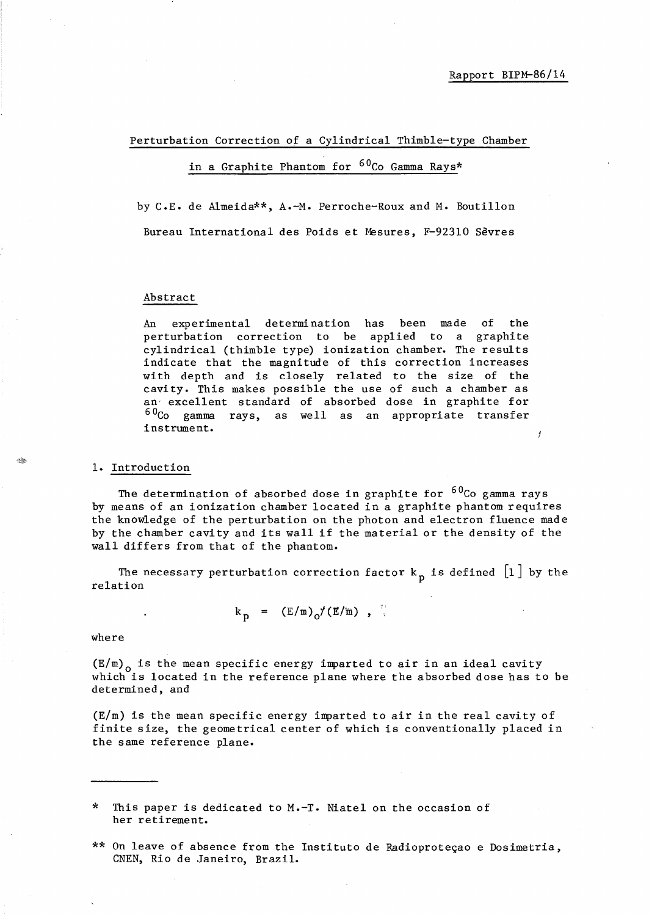Rapport BIPM-86/14

# Perturbation Correction of a Cylindrical Thimble-type Chamber in a Graphite Phantom for $^{60}$Co Gamma Rays*

by C.E. de Almeida**, A.-M. Perroche-Roux and M. Boutillon

Bureau International des Poids et Mesures, F-92310 Sèvres

## Abstract

An experimental determination has been made of the perturbation correction to be applied to a graphite cylindrical (thimble type) ionization chamber. The results indicate that the magnitude of this correction increases with depth and is closely related to the size of the cavity. This makes possible the use of such a chamber as an excellent standard of absorbed dose in graphite for $^{60}$Co gamma rays, as well as an appropriate transfer instrument.

## 1. Introduction

The determination of absorbed dose in graphite for $^{60}$Co gamma rays by means of an ionization chamber located in a graphite phantom requires the knowledge of the perturbation on the photon and electron fluence made by the chamber cavity and its wall if the material or the density of the wall differs from that of the phantom.

The necessary perturbation correction factor $k_p$ is defined [1] by the relation

$$k_p = (E/m)_0/(\bar{E}/\bar{m}) ,$$

where

$(E/m)_0$ is the mean specific energy imparted to air in an ideal cavity which is located in the reference plane where the absorbed dose has to be determined, and

$(E/m)$ is the mean specific energy imparted to air in the real cavity of finite size, the geometrical center of which is conventionally placed in the same reference plane.

---

\* This paper is dedicated to M.-T. Niatel on the occasion of her retirement.

\*\* On leave of absence from the Instituto de Radioproteçao e Dosimetria, CNEN, Rio de Janeiro, Brazil.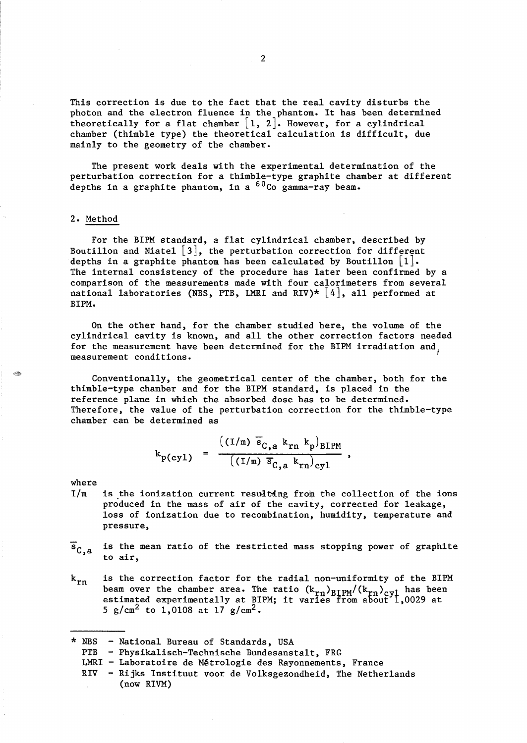This correction is due to the fact that the real cavity disturbs the photon and the electron fluence in the phantom. It has been determined theoretically for a flat chamber [1, 2]. However, for a cylindrical chamber (thimble type) the theoretical calculation is difficult, due mainly to the geometry of the chamber.

The present work deals with the experimental determination of the perturbation correction for a thimble-type graphite chamber at different depths in a graphite phantom, in a $^{60}$Co gamma-ray beam.

## 2. Method

For the BIPM standard, a flat cylindrical chamber, described by Boutillon and Niatel [3], the perturbation correction for different depths in a graphite phantom has been calculated by Boutillon [1]. The internal consistency of the procedure has later been confirmed by a comparison of the measurements made with four calorimeters from several national laboratories (NBS, PTB, LMRI and RIV)* [4], all performed at BIPM.

On the other hand, for the chamber studied here, the volume of the cylindrical cavity is known, and all the other correction factors needed for the measurement have been determined for the BIPM irradiation and measurement conditions.

Conventionally, the geometrical center of the chamber, both for the thimble-type chamber and for the BIPM standard, is placed in the reference plane in which the absorbed dose has to be determined. Therefore, the value of the perturbation correction for the thimble-type chamber can be determined as

$$k_{p(cyl)} = \frac{\left((I/m)\ \bar{s}_{C,a}\ k_{rn}\ k_p\right)_{BIPM}}{\left((I/m)\ \bar{s}_{C,a}\ k_{rn}\right)_{cyl}} ,$$

where

- $I/m$ is the ionization current resulting from the collection of the ions produced in the mass of air of the cavity, corrected for leakage, loss of ionization due to recombination, humidity, temperature and pressure,

- $\bar{s}_{C,a}$ is the mean ratio of the restricted mass stopping power of graphite to air,

- $k_{rn}$ is the correction factor for the radial non-uniformity of the BIPM beam over the chamber area. The ratio $(k_{rn})_{BIPM}/(k_{rn})_{cyl}$ has been estimated experimentally at BIPM; it varies from about 1,0029 at 5 g/cm$^2$ to 1,0108 at 17 g/cm$^2$.

---

\* NBS – National Bureau of Standards, USA
PTB – Physikalisch-Technische Bundesanstalt, FRG
LMRI – Laboratoire de Métrologie des Rayonnements, France
RIV – Rijks Instituut voor de Volksgezondheid, The Netherlands (now RIVM)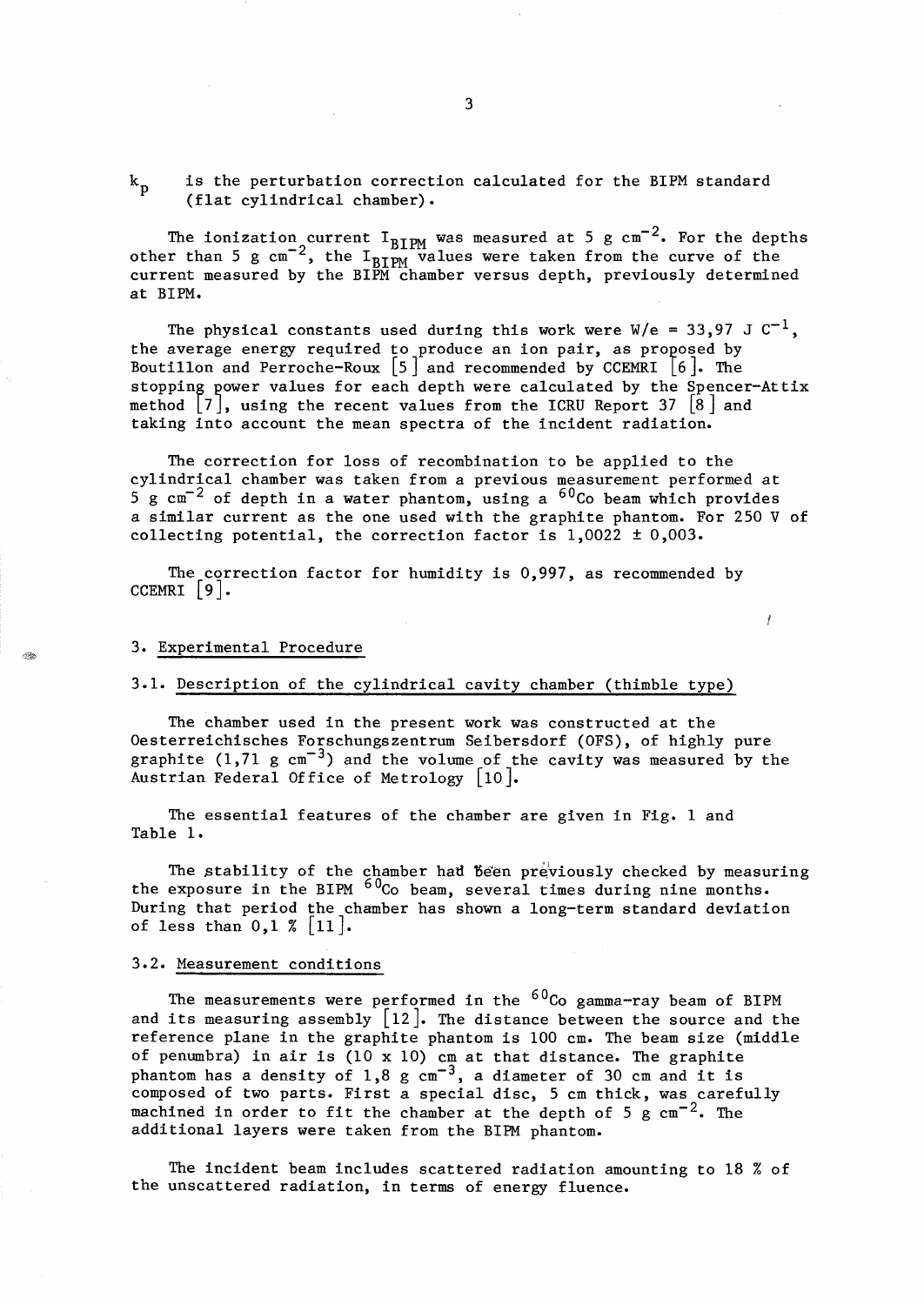$k_p$ is the perturbation correction calculated for the BIPM standard (flat cylindrical chamber).

The ionization current $I_{BIPM}$ was measured at 5 g $cm^{-2}$. For the depths other than 5 g $cm^{-2}$, the $I_{BIPM}$ values were taken from the curve of the current measured by the BIPM chamber versus depth, previously determined at BIPM.

The physical constants used during this work were $W/e$ = 33,97 J $C^{-1}$, the average energy required to produce an ion pair, as proposed by Boutillon and Perroche-Roux [5] and recommended by CCEMRI [6]. The stopping power values for each depth were calculated by the Spencer-Attix method [7], using the recent values from the ICRU Report 37 [8] and taking into account the mean spectra of the incident radiation.

The correction for loss of recombination to be applied to the cylindrical chamber was taken from a previous measurement performed at 5 g $cm^{-2}$ of depth in a water phantom, using a $^{60}Co$ beam which provides a similar current as the one used with the graphite phantom. For 250 V of collecting potential, the correction factor is 1,0022 ± 0,003.

The correction factor for humidity is 0,997, as recommended by CCEMRI [9].

## 3. Experimental Procedure

### 3.1. Description of the cylindrical cavity chamber (thimble type)

The chamber used in the present work was constructed at the Oesterreichisches Forschungszentrum Seibersdorf (OFS), of highly pure graphite (1,71 g $cm^{-3}$) and the volume of the cavity was measured by the Austrian Federal Office of Metrology [10].

The essential features of the chamber are given in Fig. 1 and Table 1.

The stability of the chamber had been previously checked by measuring the exposure in the BIPM $^{60}Co$ beam, several times during nine months. During that period the chamber has shown a long-term standard deviation of less than 0,1 % [11].

### 3.2. Measurement conditions

The measurements were performed in the $^{60}Co$ gamma-ray beam of BIPM and its measuring assembly [12]. The distance between the source and the reference plane in the graphite phantom is 100 cm. The beam size (middle of penumbra) in air is (10 x 10) cm at that distance. The graphite phantom has a density of 1,8 g $cm^{-3}$, a diameter of 30 cm and it is composed of two parts. First a special disc, 5 cm thick, was carefully machined in order to fit the chamber at the depth of 5 g $cm^{-2}$. The additional layers were taken from the BIPM phantom.

The incident beam includes scattered radiation amounting to 18 % of the unscattered radiation, in terms of energy fluence.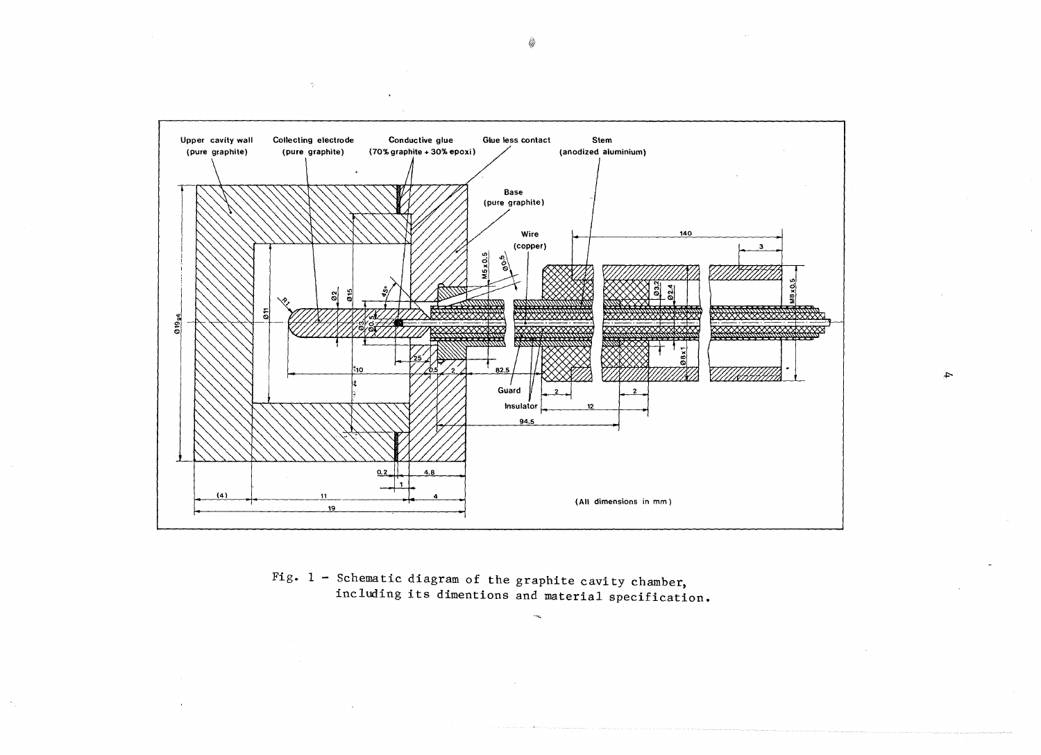Fig. 1 - Schematic diagram of the graphite cavity chamber, including its dimentions and material specification.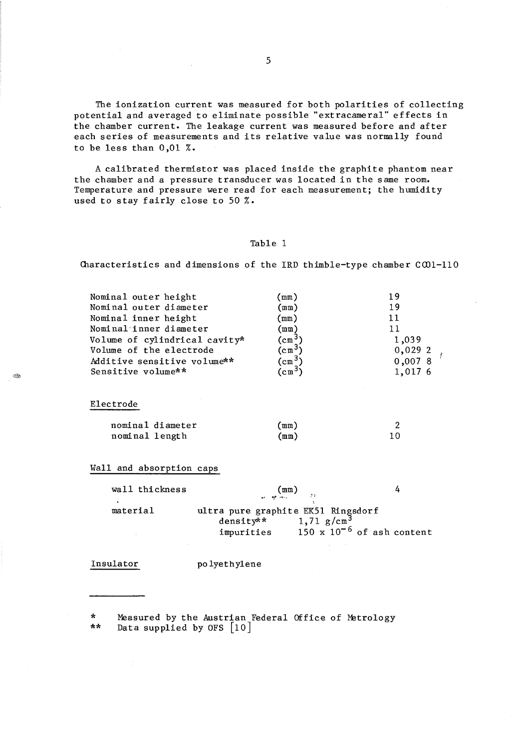The ionization current was measured for both polarities of collecting potential and averaged to eliminate possible "extracameral" effects in the chamber current. The leakage current was measured before and after each series of measurements and its relative value was normally found to be less than 0,01 %.

A calibrated thermistor was placed inside the graphite phantom near the chamber and a pressure transducer was located in the same room. Temperature and pressure were read for each measurement; the humidity used to stay fairly close to 50 %.

Table 1

Characteristics and dimensions of the IRD thimble-type chamber C001-110

| | | |
|---|---|---|
| Nominal outer height | (mm) | 19 |
| Nominal outer diameter | (mm) | 19 |
| Nominal inner height | (mm) | 11 |
| Nominal inner diameter | (mm) | 11 |
| Volume of cylindrical cavity* | ($cm^3$) | 1,039 |
| Volume of the electrode | ($cm^3$) | 0,029 2 |
| Additive sensitive volume** | ($cm^3$) | 0,007 8 |
| Sensitive volume** | ($cm^3$) | 1,017 6 |
| **Electrode** | | |
| nominal diameter | (mm) | 2 |
| nominal length | (mm) | 10 |
| **Wall and absorption caps** | | |
| wall thickness | (mm) | 4 |
| material | ultra pure graphite EK51 Ringsdorf<br>density** 1,71 $g/cm^3$<br>impurities $150 \times 10^{-6}$ of ash content | |
| **Insulator** | polyethylene | |

\* Measured by the Austrian Federal Office of Metrology
** Data supplied by OFS [10]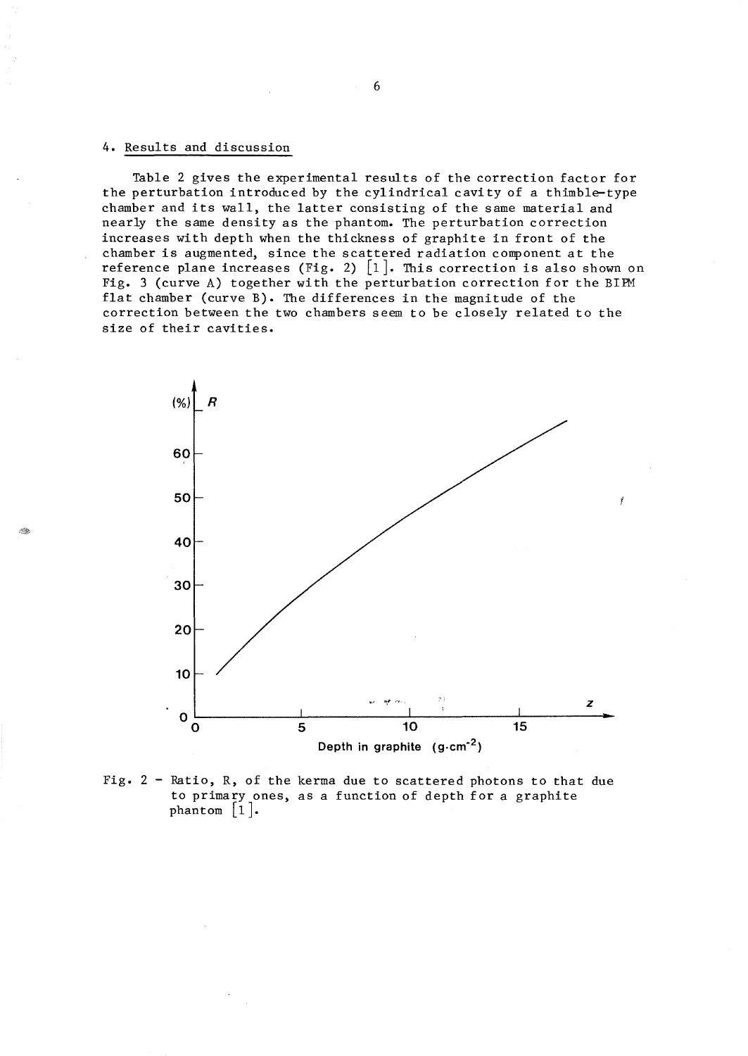## 4. Results and discussion

Table 2 gives the experimental results of the correction factor for the perturbation introduced by the cylindrical cavity of a thimble-type chamber and its wall, the latter consisting of the same material and nearly the same density as the phantom. The perturbation correction increases with depth when the thickness of graphite in front of the chamber is augmented, since the scattered radiation component at the reference plane increases (Fig. 2) [1]. This correction is also shown on Fig. 3 (curve A) together with the perturbation correction for the BIPM flat chamber (curve B). The differences in the magnitude of the correction between the two chambers seem to be closely related to the size of their cavities.

Fig. 2 - Ratio, R, of the kerma due to scattered photons to that due to primary ones, as a function of depth for a graphite phantom [1].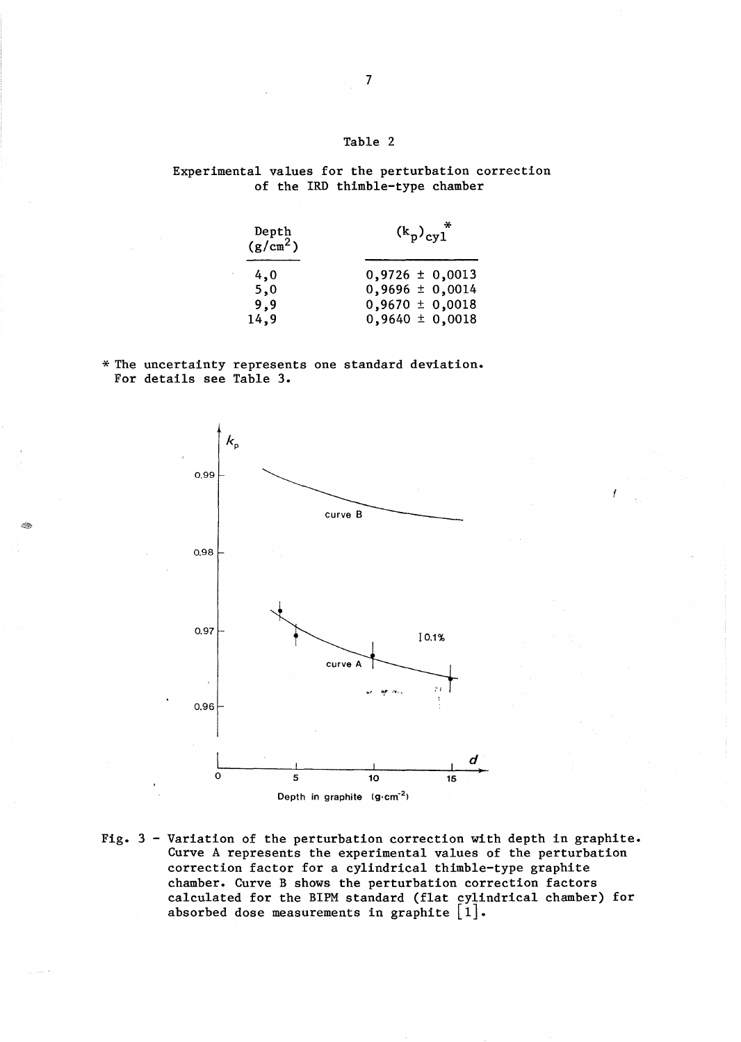Table 2

Experimental values for the perturbation correction of the IRD thimble-type chamber

| Depth ($g/cm^2$) | $(k_p)_{cyl}$ * |
|---|---|
| 4,0 | 0,9726 ± 0,0013 |
| 5,0 | 0,9696 ± 0,0014 |
| 9,9 | 0,9670 ± 0,0018 |
| 14,9 | 0,9640 ± 0,0018 |

\* The uncertainty represents one standard deviation. For details see Table 3.

Fig. 3 - Variation of the perturbation correction with depth in graphite. Curve A represents the experimental values of the perturbation correction factor for a cylindrical thimble-type graphite chamber. Curve B shows the perturbation correction factors calculated for the BIPM standard (flat cylindrical chamber) for absorbed dose measurements in graphite [1].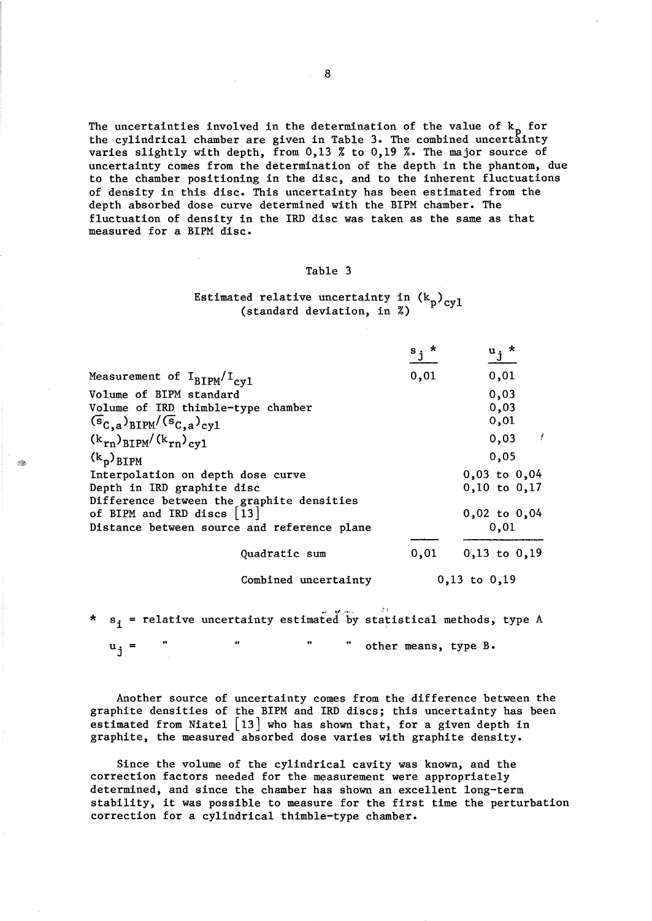The uncertainties involved in the determination of the value of $k_p$ for the cylindrical chamber are given in Table 3. The combined uncertainty varies slightly with depth, from 0,13 % to 0,19 %. The major source of uncertainty comes from the determination of the depth in the phantom, due to the chamber positioning in the disc, and to the inherent fluctuations of density in this disc. This uncertainty has been estimated from the depth absorbed dose curve determined with the BIPM chamber. The fluctuation of density in the IRD disc was taken as the same as that measured for a BIPM disc.

Table 3

Estimated relative uncertainty in $(k_p)_{cyl}$
(standard deviation, in %)

| | $s_j$ * | $u_j$ * |
|---|---|---|
| Measurement of $I_{BIPM}/I_{cyl}$ | 0,01 | 0,01 |
| Volume of BIPM standard | | 0,03 |
| Volume of IRD thimble-type chamber | | 0,03 |
| $(\bar{s}_{C,a})_{BIPM}/(\bar{s}_{C,a})_{cyl}$ | | 0,01 |
| $(k_{rn})_{BIPM}/(k_{rn})_{cyl}$ | | 0,03 |
| $(k_p)_{BIPM}$ | | 0,05 |
| Interpolation on depth dose curve | | 0,03 to 0,04 |
| Depth in IRD graphite disc | | 0,10 to 0,17 |
| Difference between the graphite densities of BIPM and IRD discs [13] | | 0,02 to 0,04 |
| Distance between source and reference plane | | 0,01 |
| Quadratic sum | 0,01 | 0,13 to 0,19 |
| Combined uncertainty | | 0,13 to 0,19 |

\* $s_i$ = relative uncertainty estimated by statistical methods, type A

$u_j$ = " " " " other means, type B.

Another source of uncertainty comes from the difference between the graphite densities of the BIPM and IRD discs; this uncertainty has been estimated from Niatel [13] who has shown that, for a given depth in graphite, the measured absorbed dose varies with graphite density.

Since the volume of the cylindrical cavity was known, and the correction factors needed for the measurement were appropriately determined, and since the chamber has shown an excellent long-term stability, it was possible to measure for the first time the perturbation correction for a cylindrical thimble-type chamber.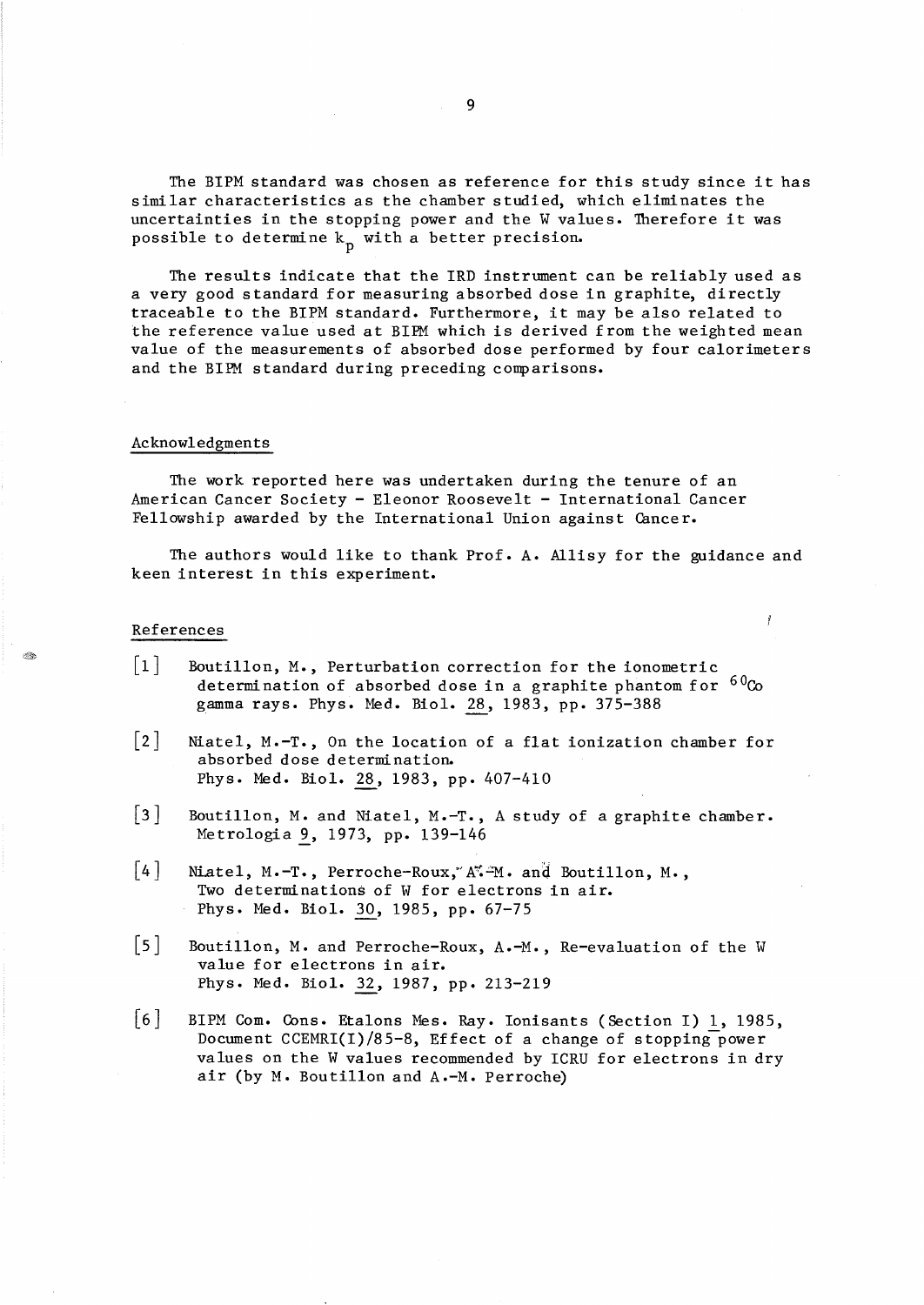The BIPM standard was chosen as reference for this study since it has similar characteristics as the chamber studied, which eliminates the uncertainties in the stopping power and the W values. Therefore it was possible to determine $k_p$ with a better precision.

The results indicate that the IRD instrument can be reliably used as a very good standard for measuring absorbed dose in graphite, directly traceable to the BIPM standard. Furthermore, it may be also related to the reference value used at BIPM which is derived from the weighted mean value of the measurements of absorbed dose performed by four calorimeters and the BIPM standard during preceding comparisons.

## Acknowledgments

The work reported here was undertaken during the tenure of an American Cancer Society - Eleonor Roosevelt - International Cancer Fellowship awarded by the International Union against Cancer.

The authors would like to thank Prof. A. Allisy for the guidance and keen interest in this experiment.

## References

[1] Boutillon, M., Perturbation correction for the ionometric determination of absorbed dose in a graphite phantom for $^{60}Co$ gamma rays. Phys. Med. Biol. 28, 1983, pp. 375-388

[2] Niatel, M.-T., On the location of a flat ionization chamber for absorbed dose determination. Phys. Med. Biol. 28, 1983, pp. 407-410

[3] Boutillon, M. and Niatel, M.-T., A study of a graphite chamber. Metrologia 9, 1973, pp. 139-146

[4] Niatel, M.-T., Perroche-Roux, A.-M. and Boutillon, M., Two determinations of W for electrons in air. Phys. Med. Biol. 30, 1985, pp. 67-75

[5] Boutillon, M. and Perroche-Roux, A.-M., Re-evaluation of the W value for electrons in air. Phys. Med. Biol. 32, 1987, pp. 213-219

[6] BIPM Com. Cons. Etalons Mes. Ray. Ionisants (Section I) 1, 1985, Document CCEMRI(I)/85-8, Effect of a change of stopping power values on the W values recommended by ICRU for electrons in dry air (by M. Boutillon and A.-M. Perroche)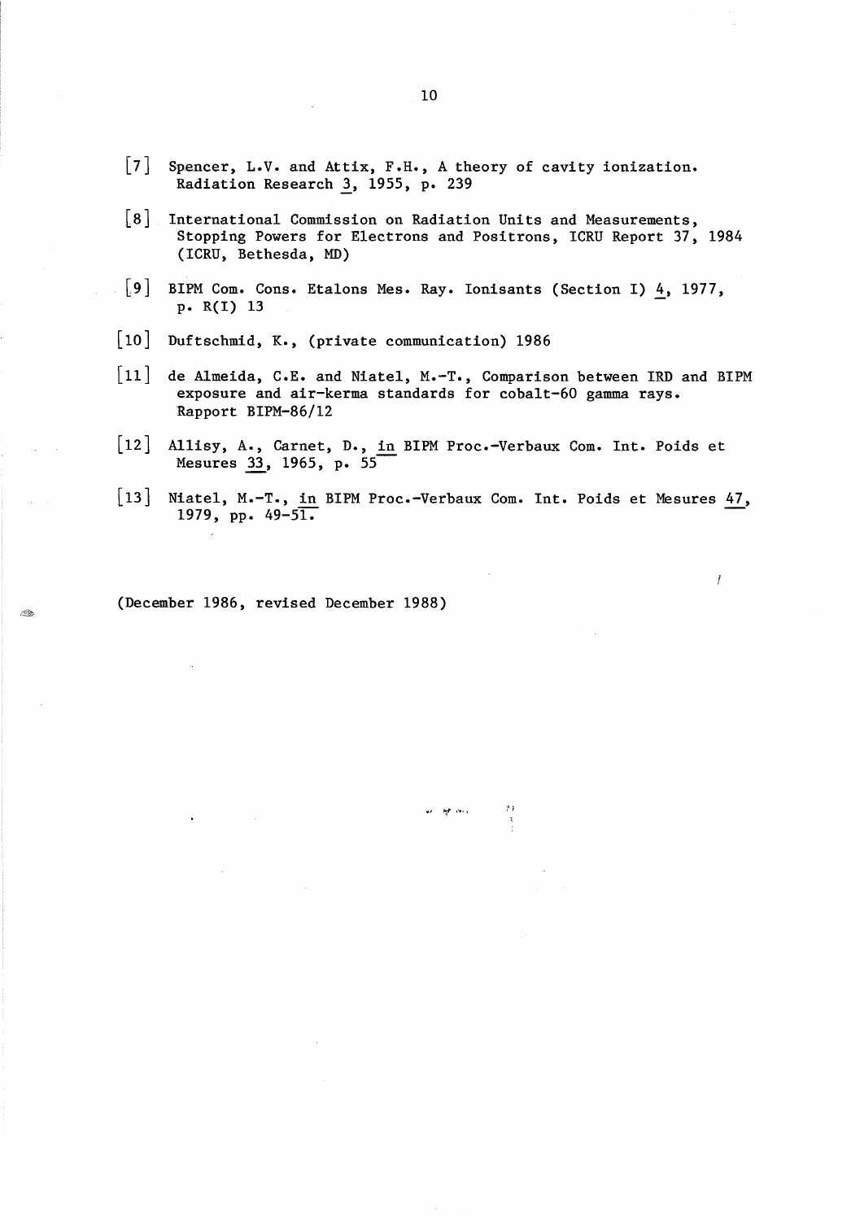[7] Spencer, L.V. and Attix, F.H., A theory of cavity ionization. Radiation Research 3, 1955, p. 239

[8] International Commission on Radiation Units and Measurements, Stopping Powers for Electrons and Positrons, ICRU Report 37, 1984 (ICRU, Bethesda, MD)

[9] BIPM Com. Cons. Etalons Mes. Ray. Ionisants (Section I) 4, 1977, p. R(I) 13

[10] Duftschmid, K., (private communication) 1986

[11] de Almeida, C.E. and Niatel, M.-T., Comparison between IRD and BIPM exposure and air-kerma standards for cobalt-60 gamma rays. Rapport BIPM-86/12

[12] Allisy, A., Carnet, D., in BIPM Proc.-Verbaux Com. Int. Poids et Mesures 33, 1965, p. 55

[13] Niatel, M.-T., in BIPM Proc.-Verbaux Com. Int. Poids et Mesures 47, 1979, pp. 49-51.

(December 1986, revised December 1988)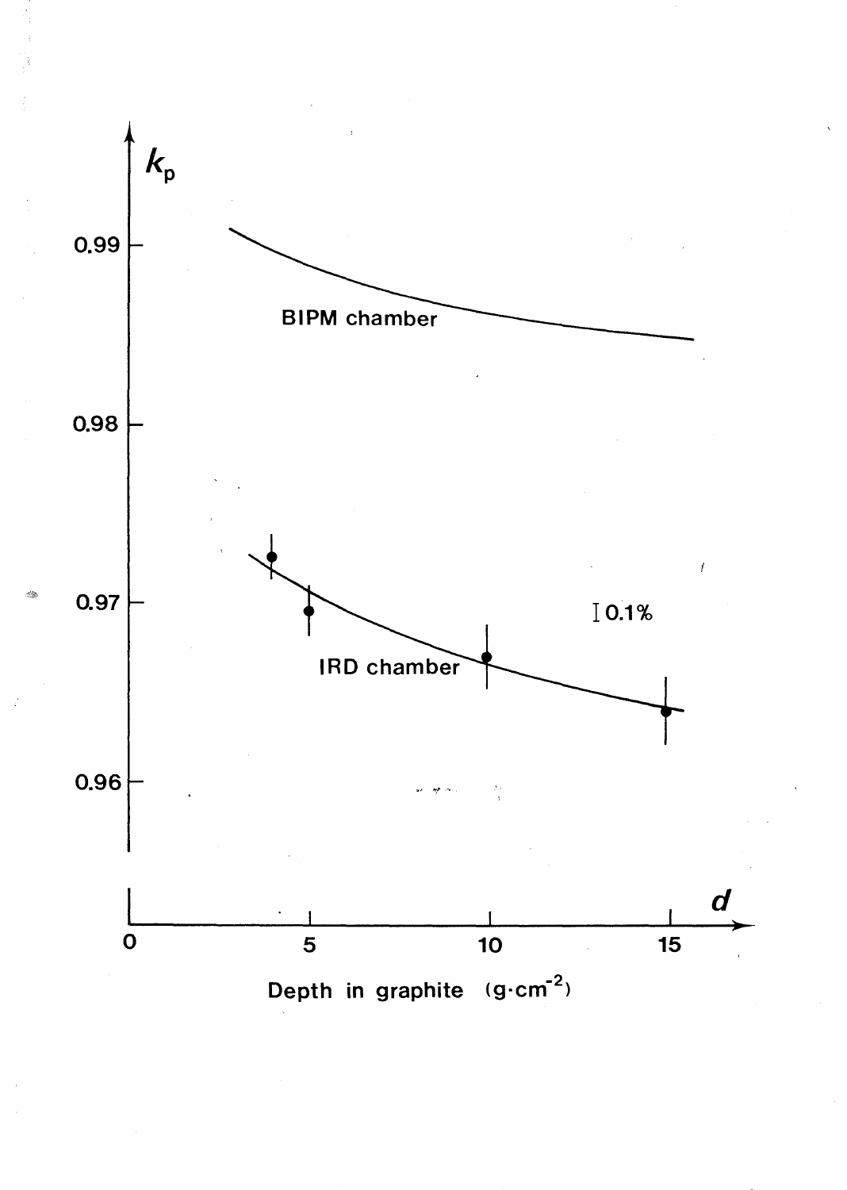$k_p$

0.99

0.98

0.97

0.96

BIPM chamber

IRD chamber

I 0.1%

0 5 10 15

$d$

Depth in graphite ($g \cdot cm^{-2}$)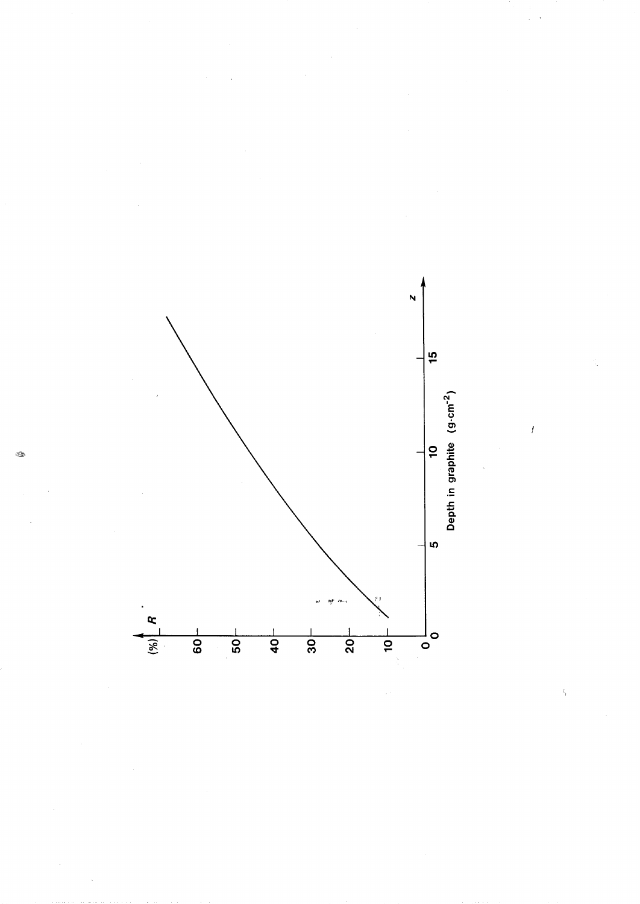(%) $R$

60

50

40

30

20

10

0

0 5 10 15 $z$

Depth in graphite (g·cm$^{-2}$)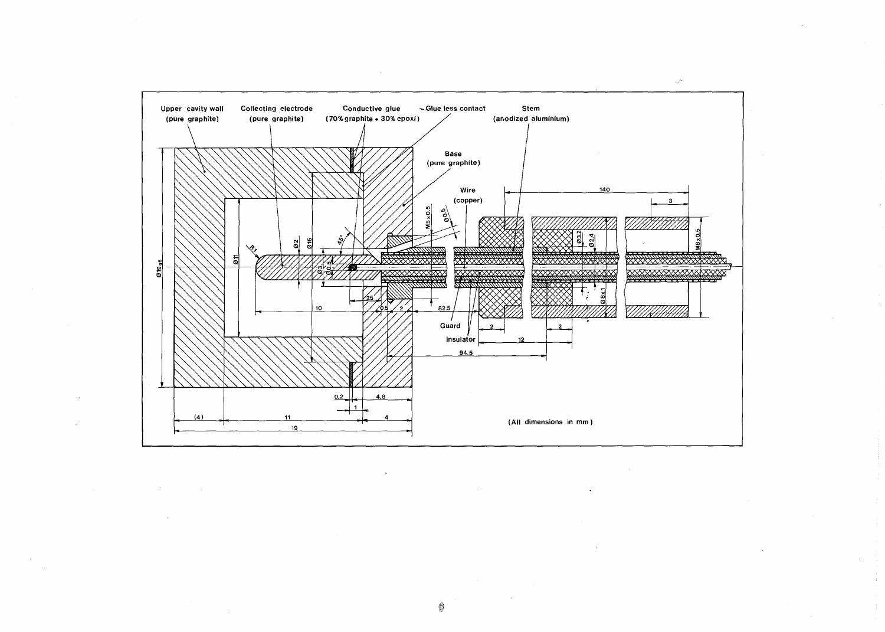Upper cavity wall (pure graphite)

Collecting electrode (pure graphite)

Conductive glue (70% graphite + 30% epoxi)

Glue less contact

Stem (anodized aluminium)

Base (pure graphite)

Wire (copper)

Guard

Insulator

(All dimensions in mm)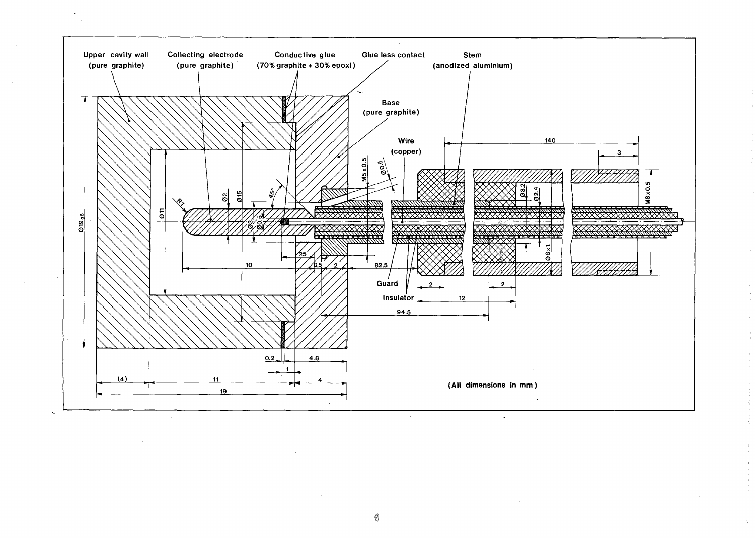Upper cavity wall (pure graphite)

Collecting electrode (pure graphite)

Conductive glue (70% graphite + 30% epoxi)

Glue less contact

Stem (anodized aluminium)

Base (pure graphite)

Wire (copper)

Guard

Insulator

Ø19g6

Ø11

Ø2

Ø15

R1

45°

Ø3

Ø0.5

M5x0.5

Ø0.5

Ø3.2

Ø2.4

Ø8x1

M8x0.5

140

3

25

10

0.5

2

82.5

2

12

2

94.5

0.2

4.8

1

(4)

11

4

19

(All dimensions in mm)